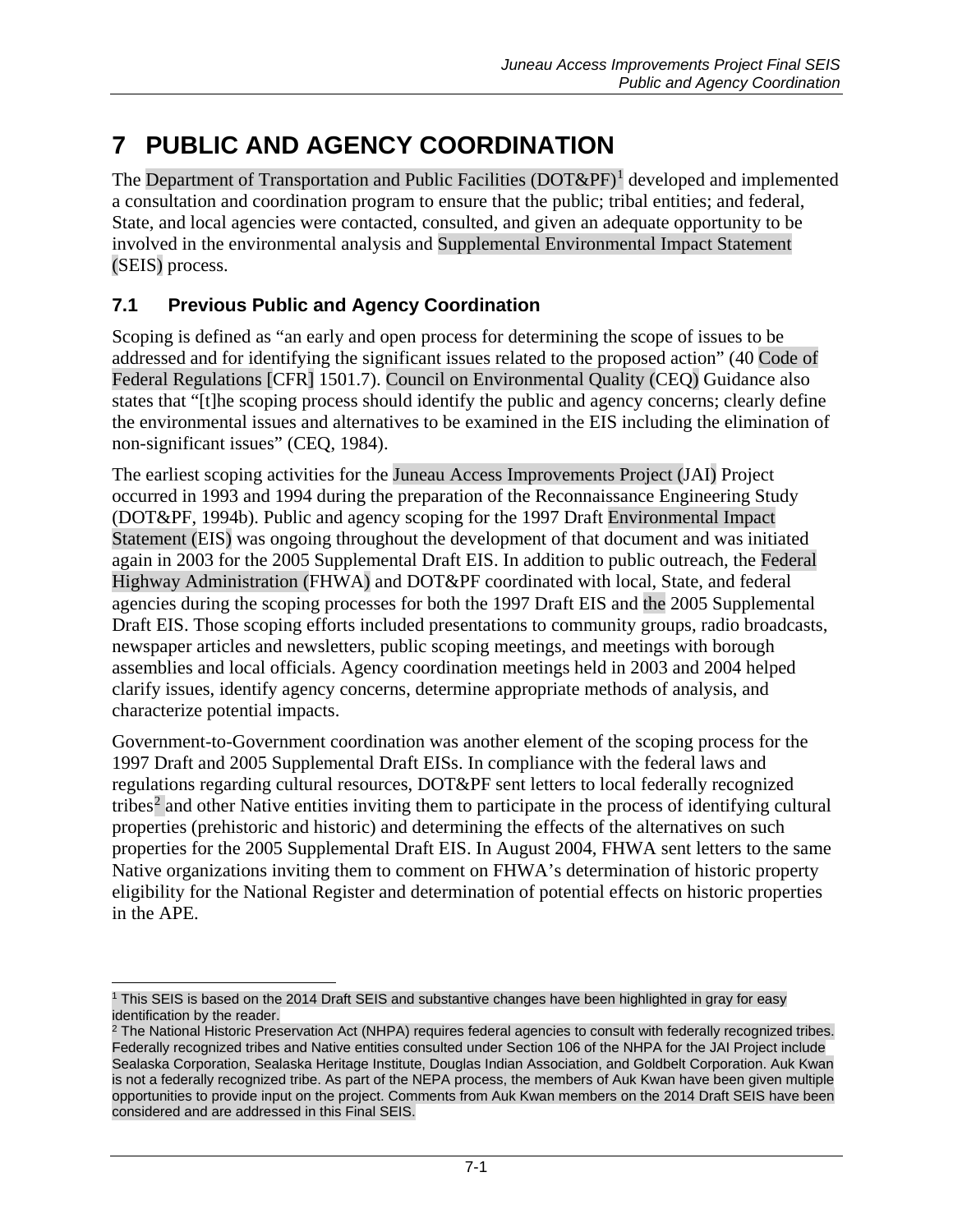# 7 PUBLIC AND AGENCY COORDINATION

The Department of Transportation and Public Facilities (DOT&PF)[1] developed and implemented a consultation and coordination program to ensure that the public; tribal entities; and federal, State, and local agencies were contacted, consulted, and given an adequate opportunity to be involved in the environmental analysis and Supplemental Environmental Impact Statement (SEIS) process.

## 7.1 Previous Public and Agency Coordination

Scoping is defined as "an early and open process for determining the scope of issues to be addressed and for identifying the significant issues related to the proposed action" (40 Code of Federal Regulations [CFR] 1501.7). Council on Environmental Quality (CEQ) Guidance also states that "[t]he scoping process should identify the public and agency concerns; clearly define the environmental issues and alternatives to be examined in the EIS including the elimination of non-significant issues" (CEQ, 1984).

The earliest scoping activities for the Juneau Access Improvements Project (JAI) Project occurred in 1993 and 1994 during the preparation of the Reconnaissance Engineering Study (DOT&PF, 1994b). Public and agency scoping for the 1997 Draft Environmental Impact Statement (EIS) was ongoing throughout the development of that document and was initiated again in 2003 for the 2005 Supplemental Draft EIS. In addition to public outreach, the Federal Highway Administration (FHWA) and DOT&PF coordinated with local, State, and federal agencies during the scoping processes for both the 1997 Draft EIS and the 2005 Supplemental Draft EIS. Those scoping efforts included presentations to community groups, radio broadcasts, newspaper articles and newsletters, public scoping meetings, and meetings with borough assemblies and local officials. Agency coordination meetings held in 2003 and 2004 helped clarify issues, identify agency concerns, determine appropriate methods of analysis, and characterize potential impacts.

Government-to-Government coordination was another element of the scoping process for the 1997 Draft and 2005 Supplemental Draft EISs. In compliance with the federal laws and regulations regarding cultural resources, DOT&PF sent letters to local federally recognized tribes[2] and other Native entities inviting them to participate in the process of identifying cultural properties (prehistoric and historic) and determining the effects of the alternatives on such properties for the 2005 Supplemental Draft EIS. In August 2004, FHWA sent letters to the same Native organizations inviting them to comment on FHWA's determination of historic property eligibility for the National Register and determination of potential effects on historic properties in the APE.

---

[1] This SEIS is based on the 2014 Draft SEIS and substantive changes have been highlighted in gray for easy identification by the reader.

[2] The National Historic Preservation Act (NHPA) requires federal agencies to consult with federally recognized tribes. Federally recognized tribes and Native entities consulted under Section 106 of the NHPA for the JAI Project include Sealaska Corporation, Sealaska Heritage Institute, Douglas Indian Association, and Goldbelt Corporation. Auk Kwan is not a federally recognized tribe. As part of the NEPA process, the members of Auk Kwan have been given multiple opportunities to provide input on the project. Comments from Auk Kwan members on the 2014 Draft SEIS have been considered and are addressed in this Final SEIS.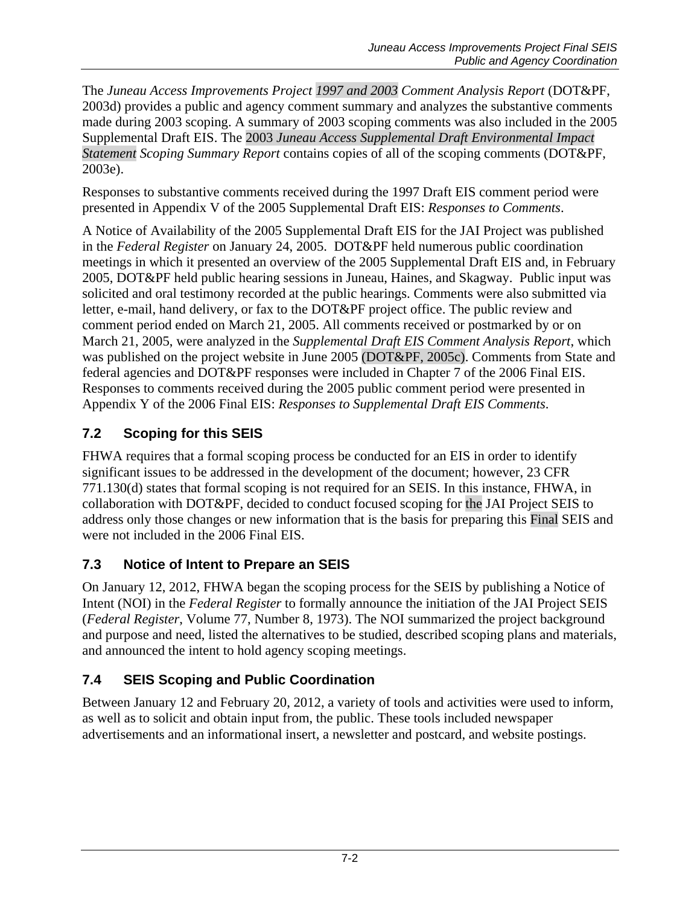The *Juneau Access Improvements Project 1997 and 2003 Comment Analysis Report* (DOT&PF, 2003d) provides a public and agency comment summary and analyzes the substantive comments made during 2003 scoping. A summary of 2003 scoping comments was also included in the 2005 Supplemental Draft EIS. The 2003 *Juneau Access Supplemental Draft Environmental Impact Statement Scoping Summary Report* contains copies of all of the scoping comments (DOT&PF, 2003e).

Responses to substantive comments received during the 1997 Draft EIS comment period were presented in Appendix V of the 2005 Supplemental Draft EIS: *Responses to Comments*.

A Notice of Availability of the 2005 Supplemental Draft EIS for the JAI Project was published in the *Federal Register* on January 24, 2005. DOT&PF held numerous public coordination meetings in which it presented an overview of the 2005 Supplemental Draft EIS and, in February 2005, DOT&PF held public hearing sessions in Juneau, Haines, and Skagway. Public input was solicited and oral testimony recorded at the public hearings. Comments were also submitted via letter, e-mail, hand delivery, or fax to the DOT&PF project office. The public review and comment period ended on March 21, 2005. All comments received or postmarked by or on March 21, 2005, were analyzed in the *Supplemental Draft EIS Comment Analysis Report*, which was published on the project website in June 2005 (DOT&PF, 2005c). Comments from State and federal agencies and DOT&PF responses were included in Chapter 7 of the 2006 Final EIS. Responses to comments received during the 2005 public comment period were presented in Appendix Y of the 2006 Final EIS: *Responses to Supplemental Draft EIS Comments*.

## 7.2 Scoping for this SEIS

FHWA requires that a formal scoping process be conducted for an EIS in order to identify significant issues to be addressed in the development of the document; however, 23 CFR 771.130(d) states that formal scoping is not required for an SEIS. In this instance, FHWA, in collaboration with DOT&PF, decided to conduct focused scoping for the JAI Project SEIS to address only those changes or new information that is the basis for preparing this Final SEIS and were not included in the 2006 Final EIS.

## 7.3 Notice of Intent to Prepare an SEIS

On January 12, 2012, FHWA began the scoping process for the SEIS by publishing a Notice of Intent (NOI) in the *Federal Register* to formally announce the initiation of the JAI Project SEIS (*Federal Register*, Volume 77, Number 8, 1973). The NOI summarized the project background and purpose and need, listed the alternatives to be studied, described scoping plans and materials, and announced the intent to hold agency scoping meetings.

## 7.4 SEIS Scoping and Public Coordination

Between January 12 and February 20, 2012, a variety of tools and activities were used to inform, as well as to solicit and obtain input from, the public. These tools included newspaper advertisements and an informational insert, a newsletter and postcard, and website postings.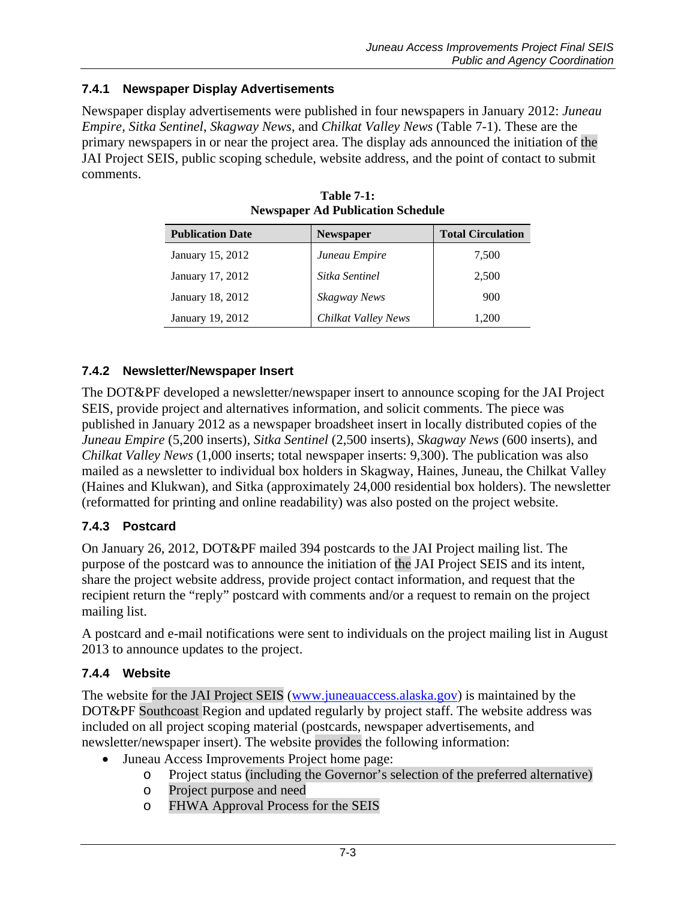### 7.4.1 Newspaper Display Advertisements

Newspaper display advertisements were published in four newspapers in January 2012: *Juneau Empire, Sitka Sentinel*, *Skagway News*, and *Chilkat Valley News* (Table 7-1). These are the primary newspapers in or near the project area. The display ads announced the initiation of the JAI Project SEIS, public scoping schedule, website address, and the point of contact to submit comments.

**Table 7-1: Newspaper Ad Publication Schedule**

| Publication Date | Newspaper | Total Circulation |
|---|---|---|
| January 15, 2012 | *Juneau Empire* | 7,500 |
| January 17, 2012 | *Sitka Sentinel* | 2,500 |
| January 18, 2012 | *Skagway News* | 900 |
| January 19, 2012 | *Chilkat Valley News* | 1,200 |

### 7.4.2 Newsletter/Newspaper Insert

The DOT&PF developed a newsletter/newspaper insert to announce scoping for the JAI Project SEIS, provide project and alternatives information, and solicit comments. The piece was published in January 2012 as a newspaper broadsheet insert in locally distributed copies of the *Juneau Empire* (5,200 inserts)*, Sitka Sentinel* (2,500 inserts), *Skagway News* (600 inserts), and *Chilkat Valley News* (1,000 inserts; total newspaper inserts: 9,300). The publication was also mailed as a newsletter to individual box holders in Skagway, Haines, Juneau, the Chilkat Valley (Haines and Klukwan), and Sitka (approximately 24,000 residential box holders). The newsletter (reformatted for printing and online readability) was also posted on the project website.

### 7.4.3 Postcard

On January 26, 2012, DOT&PF mailed 394 postcards to the JAI Project mailing list. The purpose of the postcard was to announce the initiation of the JAI Project SEIS and its intent, share the project website address, provide project contact information, and request that the recipient return the "reply" postcard with comments and/or a request to remain on the project mailing list.

A postcard and e-mail notifications were sent to individuals on the project mailing list in August 2013 to announce updates to the project.

### 7.4.4 Website

The website for the JAI Project SEIS (www.juneauaccess.alaska.gov) is maintained by the DOT&PF Southcoast Region and updated regularly by project staff. The website address was included on all project scoping material (postcards, newspaper advertisements, and newsletter/newspaper insert). The website provides the following information:

- Juneau Access Improvements Project home page:
  - Project status (including the Governor's selection of the preferred alternative)
  - Project purpose and need
  - FHWA Approval Process for the SEIS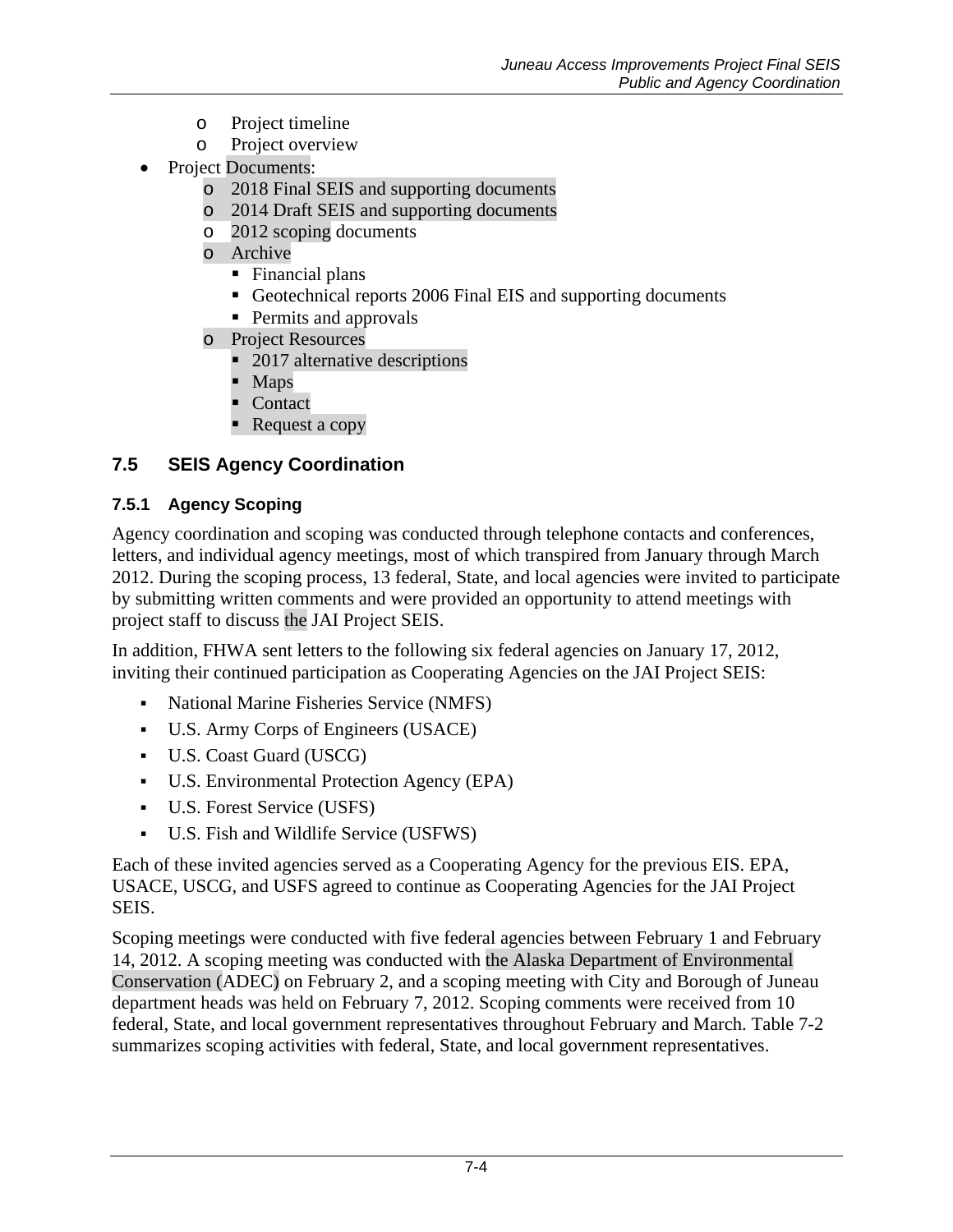- Project timeline
  - Project overview
- Project Documents:
  - 2018 Final SEIS and supporting documents
  - 2014 Draft SEIS and supporting documents
  - 2012 scoping documents
  - Archive
    - Financial plans
    - Geotechnical reports 2006 Final EIS and supporting documents
    - Permits and approvals
  - Project Resources
    - 2017 alternative descriptions
    - Maps
    - Contact
    - Request a copy

## 7.5 SEIS Agency Coordination

### 7.5.1 Agency Scoping

Agency coordination and scoping was conducted through telephone contacts and conferences, letters, and individual agency meetings, most of which transpired from January through March 2012. During the scoping process, 13 federal, State, and local agencies were invited to participate by submitting written comments and were provided an opportunity to attend meetings with project staff to discuss the JAI Project SEIS.

In addition, FHWA sent letters to the following six federal agencies on January 17, 2012, inviting their continued participation as Cooperating Agencies on the JAI Project SEIS:

- National Marine Fisheries Service (NMFS)
- U.S. Army Corps of Engineers (USACE)
- U.S. Coast Guard (USCG)
- U.S. Environmental Protection Agency (EPA)
- U.S. Forest Service (USFS)
- U.S. Fish and Wildlife Service (USFWS)

Each of these invited agencies served as a Cooperating Agency for the previous EIS. EPA, USACE, USCG, and USFS agreed to continue as Cooperating Agencies for the JAI Project SEIS.

Scoping meetings were conducted with five federal agencies between February 1 and February 14, 2012. A scoping meeting was conducted with the Alaska Department of Environmental Conservation (ADEC) on February 2, and a scoping meeting with City and Borough of Juneau department heads was held on February 7, 2012. Scoping comments were received from 10 federal, State, and local government representatives throughout February and March. Table 7-2 summarizes scoping activities with federal, State, and local government representatives.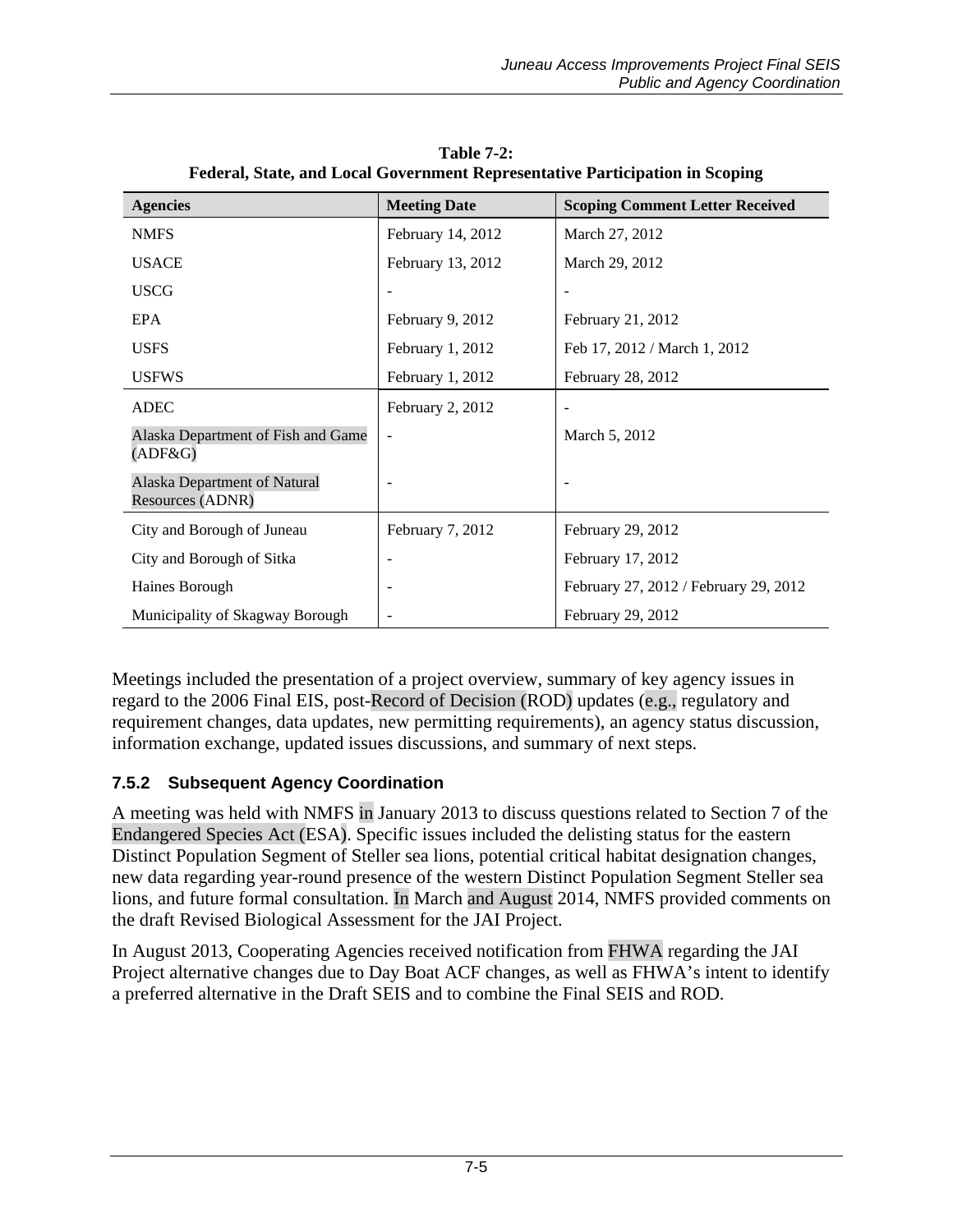**Table 7-2:**
**Federal, State, and Local Government Representative Participation in Scoping**

| Agencies | Meeting Date | Scoping Comment Letter Received |
|---|---|---|
| NMFS | February 14, 2012 | March 27, 2012 |
| USACE | February 13, 2012 | March 29, 2012 |
| USCG | - | - |
| EPA | February 9, 2012 | February 21, 2012 |
| USFS | February 1, 2012 | Feb 17, 2012 / March 1, 2012 |
| USFWS | February 1, 2012 | February 28, 2012 |
| ADEC | February 2, 2012 | - |
| Alaska Department of Fish and Game (ADF&G) | - | March 5, 2012 |
| Alaska Department of Natural Resources (ADNR) | - | - |
| City and Borough of Juneau | February 7, 2012 | February 29, 2012 |
| City and Borough of Sitka | - | February 17, 2012 |
| Haines Borough | - | February 27, 2012 / February 29, 2012 |
| Municipality of Skagway Borough | - | February 29, 2012 |

Meetings included the presentation of a project overview, summary of key agency issues in regard to the 2006 Final EIS, post-Record of Decision (ROD) updates (e.g., regulatory and requirement changes, data updates, new permitting requirements), an agency status discussion, information exchange, updated issues discussions, and summary of next steps.

### 7.5.2 Subsequent Agency Coordination

A meeting was held with NMFS in January 2013 to discuss questions related to Section 7 of the Endangered Species Act (ESA). Specific issues included the delisting status for the eastern Distinct Population Segment of Steller sea lions, potential critical habitat designation changes, new data regarding year-round presence of the western Distinct Population Segment Steller sea lions, and future formal consultation. In March and August 2014, NMFS provided comments on the draft Revised Biological Assessment for the JAI Project.

In August 2013, Cooperating Agencies received notification from FHWA regarding the JAI Project alternative changes due to Day Boat ACF changes, as well as FHWA's intent to identify a preferred alternative in the Draft SEIS and to combine the Final SEIS and ROD.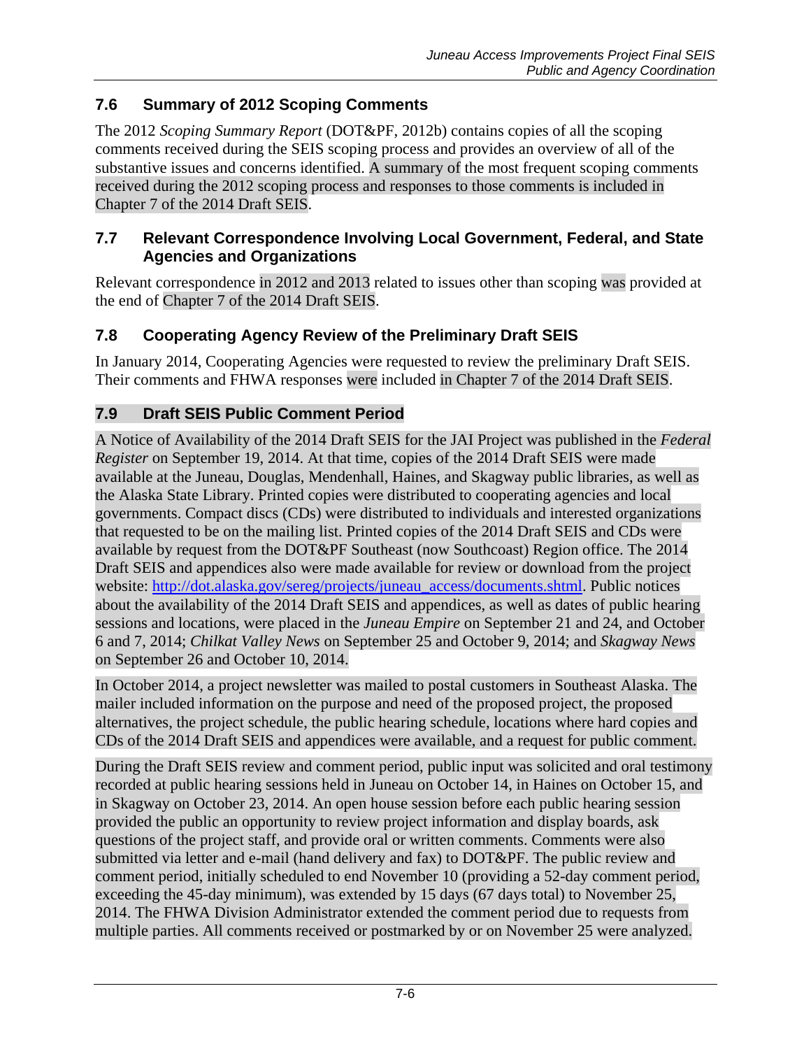## 7.6 Summary of 2012 Scoping Comments

The 2012 *Scoping Summary Report* (DOT&PF, 2012b) contains copies of all the scoping comments received during the SEIS scoping process and provides an overview of all of the substantive issues and concerns identified. A summary of the most frequent scoping comments received during the 2012 scoping process and responses to those comments is included in Chapter 7 of the 2014 Draft SEIS.

## 7.7 Relevant Correspondence Involving Local Government, Federal, and State Agencies and Organizations

Relevant correspondence in 2012 and 2013 related to issues other than scoping was provided at the end of Chapter 7 of the 2014 Draft SEIS.

## 7.8 Cooperating Agency Review of the Preliminary Draft SEIS

In January 2014, Cooperating Agencies were requested to review the preliminary Draft SEIS. Their comments and FHWA responses were included in Chapter 7 of the 2014 Draft SEIS.

## 7.9 Draft SEIS Public Comment Period

A Notice of Availability of the 2014 Draft SEIS for the JAI Project was published in the *Federal Register* on September 19, 2014. At that time, copies of the 2014 Draft SEIS were made available at the Juneau, Douglas, Mendenhall, Haines, and Skagway public libraries, as well as the Alaska State Library. Printed copies were distributed to cooperating agencies and local governments. Compact discs (CDs) were distributed to individuals and interested organizations that requested to be on the mailing list. Printed copies of the 2014 Draft SEIS and CDs were available by request from the DOT&PF Southeast (now Southcoast) Region office. The 2014 Draft SEIS and appendices also were made available for review or download from the project website: http://dot.alaska.gov/sereg/projects/juneau_access/documents.shtml. Public notices about the availability of the 2014 Draft SEIS and appendices, as well as dates of public hearing sessions and locations, were placed in the *Juneau Empire* on September 21 and 24, and October 6 and 7, 2014; *Chilkat Valley News* on September 25 and October 9, 2014; and *Skagway News* on September 26 and October 10, 2014.

In October 2014, a project newsletter was mailed to postal customers in Southeast Alaska. The mailer included information on the purpose and need of the proposed project, the proposed alternatives, the project schedule, the public hearing schedule, locations where hard copies and CDs of the 2014 Draft SEIS and appendices were available, and a request for public comment.

During the Draft SEIS review and comment period, public input was solicited and oral testimony recorded at public hearing sessions held in Juneau on October 14, in Haines on October 15, and in Skagway on October 23, 2014. An open house session before each public hearing session provided the public an opportunity to review project information and display boards, ask questions of the project staff, and provide oral or written comments. Comments were also submitted via letter and e-mail (hand delivery and fax) to DOT&PF. The public review and comment period, initially scheduled to end November 10 (providing a 52-day comment period, exceeding the 45-day minimum), was extended by 15 days (67 days total) to November 25, 2014. The FHWA Division Administrator extended the comment period due to requests from multiple parties. All comments received or postmarked by or on November 25 were analyzed.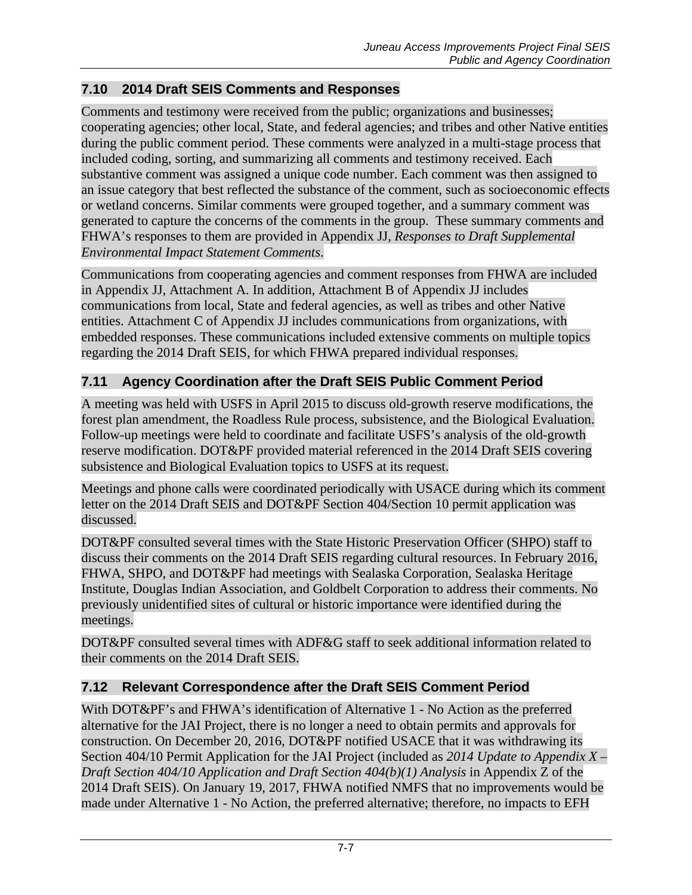## 7.10 2014 Draft SEIS Comments and Responses

Comments and testimony were received from the public; organizations and businesses; cooperating agencies; other local, State, and federal agencies; and tribes and other Native entities during the public comment period. These comments were analyzed in a multi-stage process that included coding, sorting, and summarizing all comments and testimony received. Each substantive comment was assigned a unique code number. Each comment was then assigned to an issue category that best reflected the substance of the comment, such as socioeconomic effects or wetland concerns. Similar comments were grouped together, and a summary comment was generated to capture the concerns of the comments in the group. These summary comments and FHWA's responses to them are provided in Appendix JJ, *Responses to Draft Supplemental Environmental Impact Statement Comments*.

Communications from cooperating agencies and comment responses from FHWA are included in Appendix JJ, Attachment A. In addition, Attachment B of Appendix JJ includes communications from local, State and federal agencies, as well as tribes and other Native entities. Attachment C of Appendix JJ includes communications from organizations, with embedded responses. These communications included extensive comments on multiple topics regarding the 2014 Draft SEIS, for which FHWA prepared individual responses.

## 7.11 Agency Coordination after the Draft SEIS Public Comment Period

A meeting was held with USFS in April 2015 to discuss old-growth reserve modifications, the forest plan amendment, the Roadless Rule process, subsistence, and the Biological Evaluation. Follow-up meetings were held to coordinate and facilitate USFS's analysis of the old-growth reserve modification. DOT&PF provided material referenced in the 2014 Draft SEIS covering subsistence and Biological Evaluation topics to USFS at its request.

Meetings and phone calls were coordinated periodically with USACE during which its comment letter on the 2014 Draft SEIS and DOT&PF Section 404/Section 10 permit application was discussed.

DOT&PF consulted several times with the State Historic Preservation Officer (SHPO) staff to discuss their comments on the 2014 Draft SEIS regarding cultural resources. In February 2016, FHWA, SHPO, and DOT&PF had meetings with Sealaska Corporation, Sealaska Heritage Institute, Douglas Indian Association, and Goldbelt Corporation to address their comments. No previously unidentified sites of cultural or historic importance were identified during the meetings.

DOT&PF consulted several times with ADF&G staff to seek additional information related to their comments on the 2014 Draft SEIS.

## 7.12 Relevant Correspondence after the Draft SEIS Comment Period

With DOT&PF's and FHWA's identification of Alternative 1 - No Action as the preferred alternative for the JAI Project, there is no longer a need to obtain permits and approvals for construction. On December 20, 2016, DOT&PF notified USACE that it was withdrawing its Section 404/10 Permit Application for the JAI Project (included as *2014 Update to Appendix X – Draft Section 404/10 Application and Draft Section 404(b)(1) Analysis* in Appendix Z of the 2014 Draft SEIS). On January 19, 2017, FHWA notified NMFS that no improvements would be made under Alternative 1 - No Action, the preferred alternative; therefore, no impacts to EFH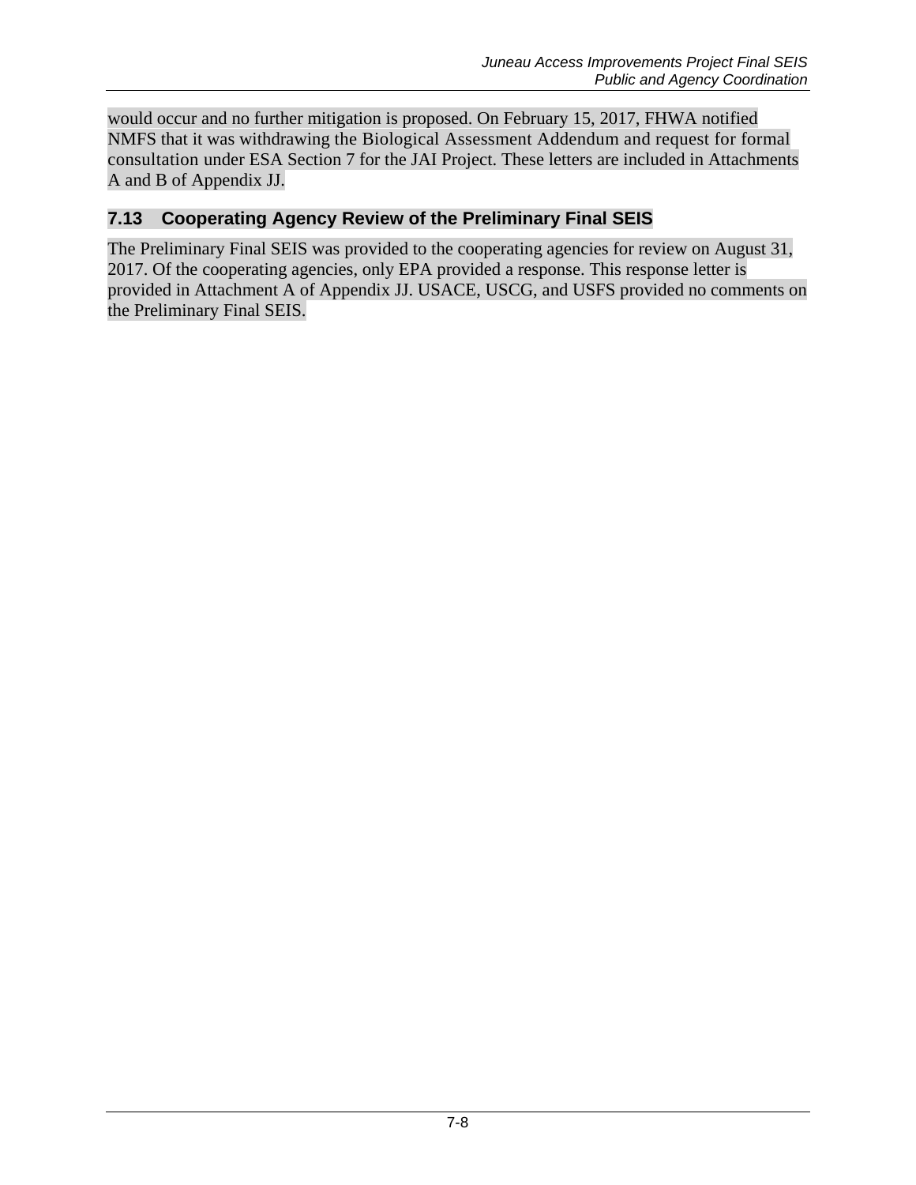would occur and no further mitigation is proposed. On February 15, 2017, FHWA notified NMFS that it was withdrawing the Biological Assessment Addendum and request for formal consultation under ESA Section 7 for the JAI Project. These letters are included in Attachments A and B of Appendix JJ.

## 7.13 Cooperating Agency Review of the Preliminary Final SEIS

The Preliminary Final SEIS was provided to the cooperating agencies for review on August 31, 2017. Of the cooperating agencies, only EPA provided a response. This response letter is provided in Attachment A of Appendix JJ. USACE, USCG, and USFS provided no comments on the Preliminary Final SEIS.